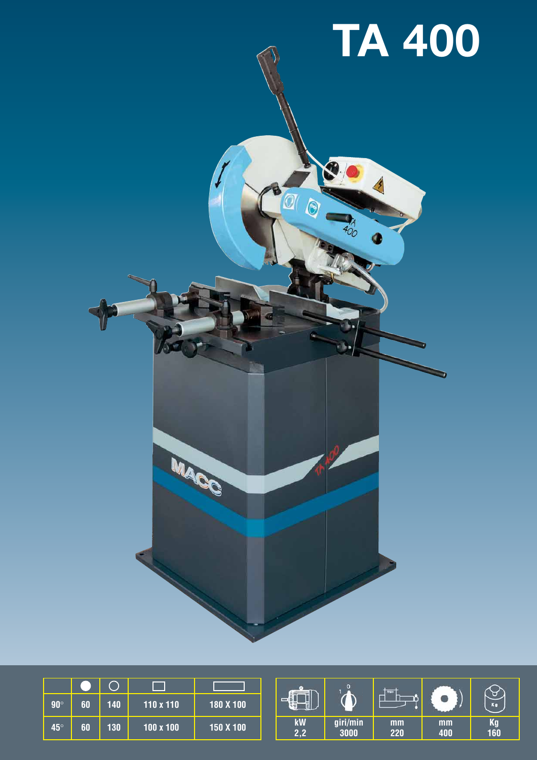# TA 400

| | ● | ○ | □ | ▭ |
|---|---|---|---|---|
| 90° | 60 | 140 | 110 x 110 | 180 X 100 |
| 45° | 60 | 130 | 100 x 100 | 150 X 100 |

| kW | giri/min | mm | mm | Kg |
|---|---|---|---|---|
| 2,2 | 3000 | 220 | 400 | 160 |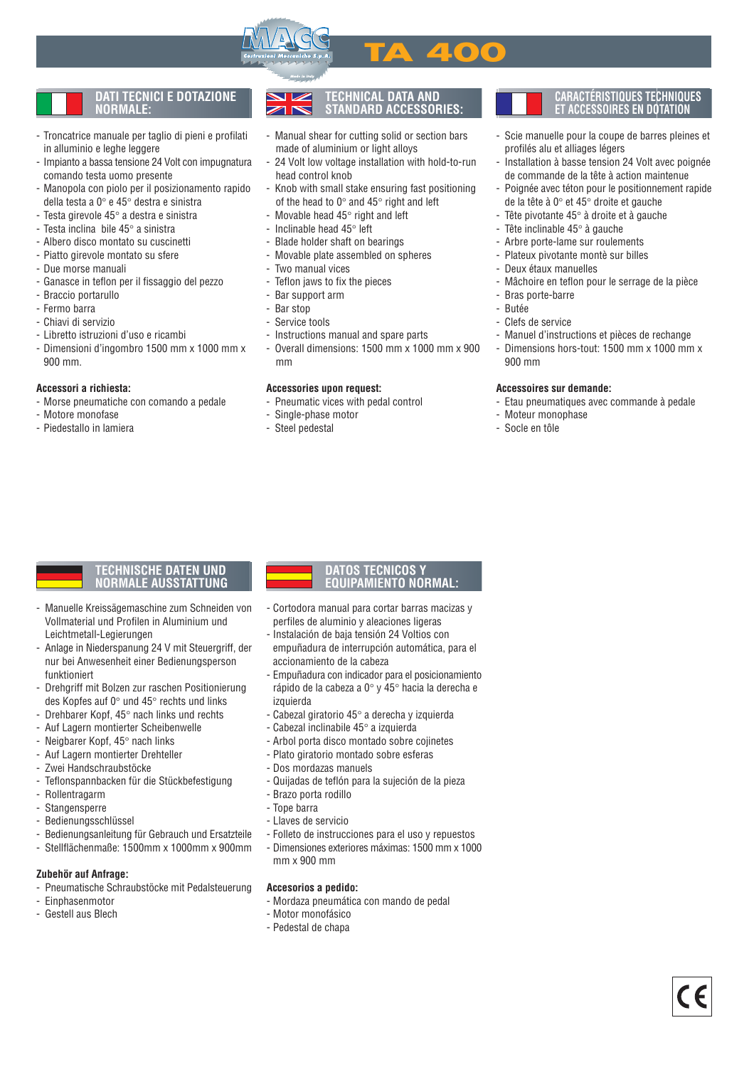# TA 400

## DATI TECNICI E DOTAZIONE NORMALE:

- Troncatrice manuale per taglio di pieni e profilati in alluminio e leghe leggere
- Impianto a bassa tensione 24 Volt con impugnatura comando testa uomo presente
- Manopola con piolo per il posizionamento rapido della testa a 0° e 45° destra e sinistra
- Testa girevole 45° a destra e sinistra
- Testa inclina bile 45° a sinistra
- Albero disco montato su cuscinetti
- Piatto girevole montato su sfere
- Due morse manuali
- Ganasce in teflon per il fissaggio del pezzo
- Braccio portarullo
- Fermo barra
- Chiavi di servizio
- Libretto istruzioni d'uso e ricambi
- Dimensioni d'ingombro 1500 mm x 1000 mm x 900 mm.

**Accessori a richiesta:**

- Morse pneumatiche con comando a pedale
- Motore monofase
- Piedestallo in lamiera

## TECHNICAL DATA AND STANDARD ACCESSORIES:

- Manual shear for cutting solid or section bars made of aluminium or light alloys
- 24 Volt low voltage installation with hold-to-run head control knob
- Knob with small stake ensuring fast positioning of the head to 0° and 45° right and left
- Movable head 45° right and left
- Inclinable head 45° left
- Blade holder shaft on bearings
- Movable plate assembled on spheres
- Two manual vices
- Teflon jaws to fix the pieces
- Bar support arm
- Bar stop
- Service tools
- Instructions manual and spare parts
- Overall dimensions: 1500 mm x 1000 mm x 900 mm

**Accessories upon request:**

- Pneumatic vices with pedal control
- Single-phase motor
- Steel pedestal

## CARACTÉRISTIQUES TECHNIQUES ET ACCESSOIRES EN DOTATION

- Scie manuelle pour la coupe de barres pleines et profilés alu et alliages légers
- Installation à basse tension 24 Volt avec poignée de commande de la tête à action maintenue
- Poignée avec téton pour le positionnement rapide de la tête à 0° et 45° droite et gauche
- Tête pivotante 45° à droite et à gauche
- Tête inclinable 45° à gauche
- Arbre porte-lame sur roulements
- Plateux pivotante montè sur billes
- Deux étaux manuelles
- Mâchoire en teflon pour le serrage de la pièce
- Bras porte-barre
- Butée
- Clefs de service
- Manuel d'instructions et pièces de rechange
- Dimensions hors-tout: 1500 mm x 1000 mm x 900 mm

**Accessoires sur demande:**

- Etau pneumatiques avec commande à pedale
- Moteur monophase
- Socle en tôle

## TECHNISCHE DATEN UND NORMALE AUSSTATTUNG

- Manuelle Kreissägemaschine zum Schneiden von Vollmaterial und Profilen in Aluminium und Leichtmetall-Legierungen
- Anlage in Niederspanung 24 V mit Steuergriff, der nur bei Anwesenheit einer Bedienungsperson funktioniert
- Drehgriff mit Bolzen zur raschen Positionierung des Kopfes auf 0° und 45° rechts und links
- Drehbarer Kopf, 45° nach links und rechts
- Auf Lagern montierter Scheibenwelle
- Neigbarer Kopf, 45° nach links
- Auf Lagern montierter Drehteller
- Zwei Handschraubstöcke
- Teflonspannbacken für die Stückbefestigung
- Rollentragarm
- Stangensperre
- Bedienungsschlüssel
- Bedienungsanleitung für Gebrauch und Ersatzteile
- Stellflächenmaße: 1500mm x 1000mm x 900mm

**Zubehör auf Anfrage:**

- Pneumatische Schraubstöcke mit Pedalsteuerung
- Einphasenmotor
- Gestell aus Blech

## DATOS TECNICOS Y EQUIPAMIENTO NORMAL:

- Cortodora manual para cortar barras macizas y perfiles de aluminio y aleaciones ligeras
- Instalación de baja tensión 24 Voltios con empuñadura de interrupción automática, para el accionamiento de la cabeza
- Empuñadura con indicador para el posicionamiento rápido de la cabeza a 0° y 45° hacia la derecha e izquierda
- Cabezal giratorio 45° a derecha y izquierda
- Cabezal inclinabile 45° a izquierda
- Arbol porta disco montado sobre cojinetes
- Plato giratorio montado sobre esferas
- Dos mordazas manuels
- Quijadas de teflón para la sujeción de la pieza
- Brazo porta rodillo
- Tope barra
- Llaves de servicio
- Folleto de instrucciones para el uso y repuestos
- Dimensiones exteriores máximas: 1500 mm x 1000 mm x 900 mm

**Accesorios a pedido:**

- Mordaza pneumática con mando de pedal
- Motor monofásico
- Pedestal de chapa